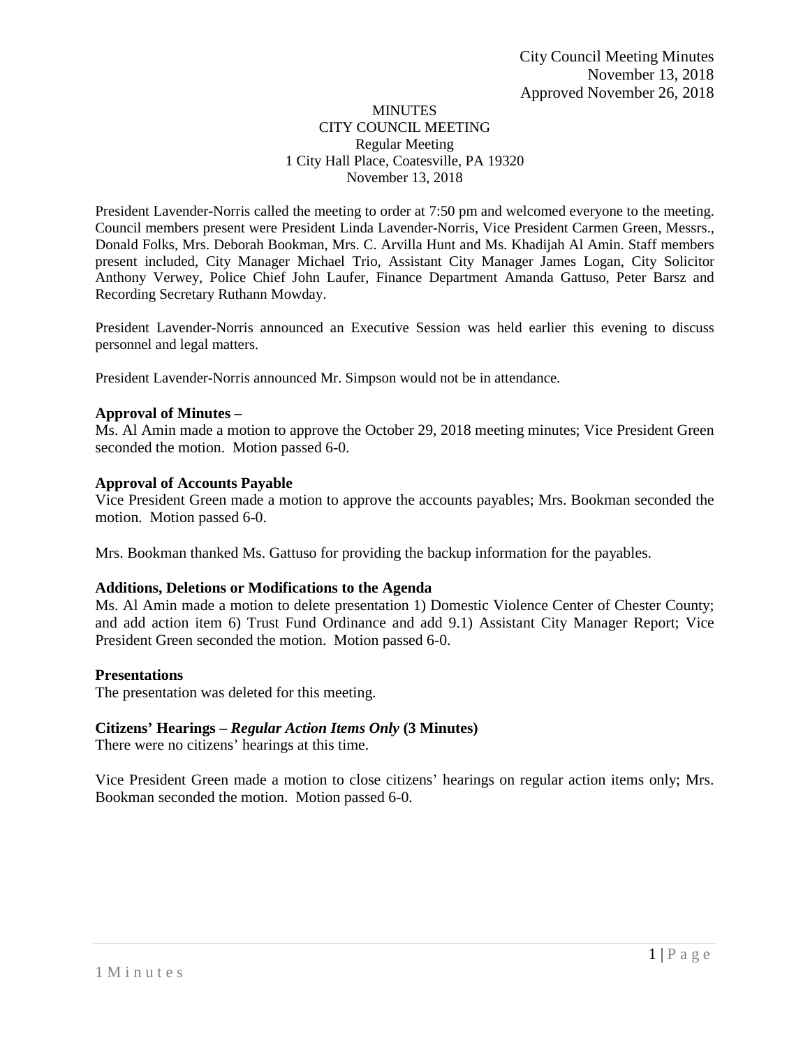City Council Meeting Minutes
November 13, 2018
Approved November 26, 2018

# MINUTES
## CITY COUNCIL MEETING
Regular Meeting
1 City Hall Place, Coatesville, PA 19320
November 13, 2018

President Lavender-Norris called the meeting to order at 7:50 pm and welcomed everyone to the meeting. Council members present were President Linda Lavender-Norris, Vice President Carmen Green, Messrs., Donald Folks, Mrs. Deborah Bookman, Mrs. C. Arvilla Hunt and Ms. Khadijah Al Amin. Staff members present included, City Manager Michael Trio, Assistant City Manager James Logan, City Solicitor Anthony Verwey, Police Chief John Laufer, Finance Department Amanda Gattuso, Peter Barsz and Recording Secretary Ruthann Mowday.

President Lavender-Norris announced an Executive Session was held earlier this evening to discuss personnel and legal matters.

President Lavender-Norris announced Mr. Simpson would not be in attendance.

**Approval of Minutes –**
Ms. Al Amin made a motion to approve the October 29, 2018 meeting minutes; Vice President Green seconded the motion. Motion passed 6-0.

**Approval of Accounts Payable**
Vice President Green made a motion to approve the accounts payables; Mrs. Bookman seconded the motion. Motion passed 6-0.

Mrs. Bookman thanked Ms. Gattuso for providing the backup information for the payables.

**Additions, Deletions or Modifications to the Agenda**
Ms. Al Amin made a motion to delete presentation 1) Domestic Violence Center of Chester County; and add action item 6) Trust Fund Ordinance and add 9.1) Assistant City Manager Report; Vice President Green seconded the motion. Motion passed 6-0.

**Presentations**
The presentation was deleted for this meeting.

**Citizens' Hearings – *Regular Action Items Only* (3 Minutes)**
There were no citizens' hearings at this time.

Vice President Green made a motion to close citizens' hearings on regular action items only; Mrs. Bookman seconded the motion. Motion passed 6-0.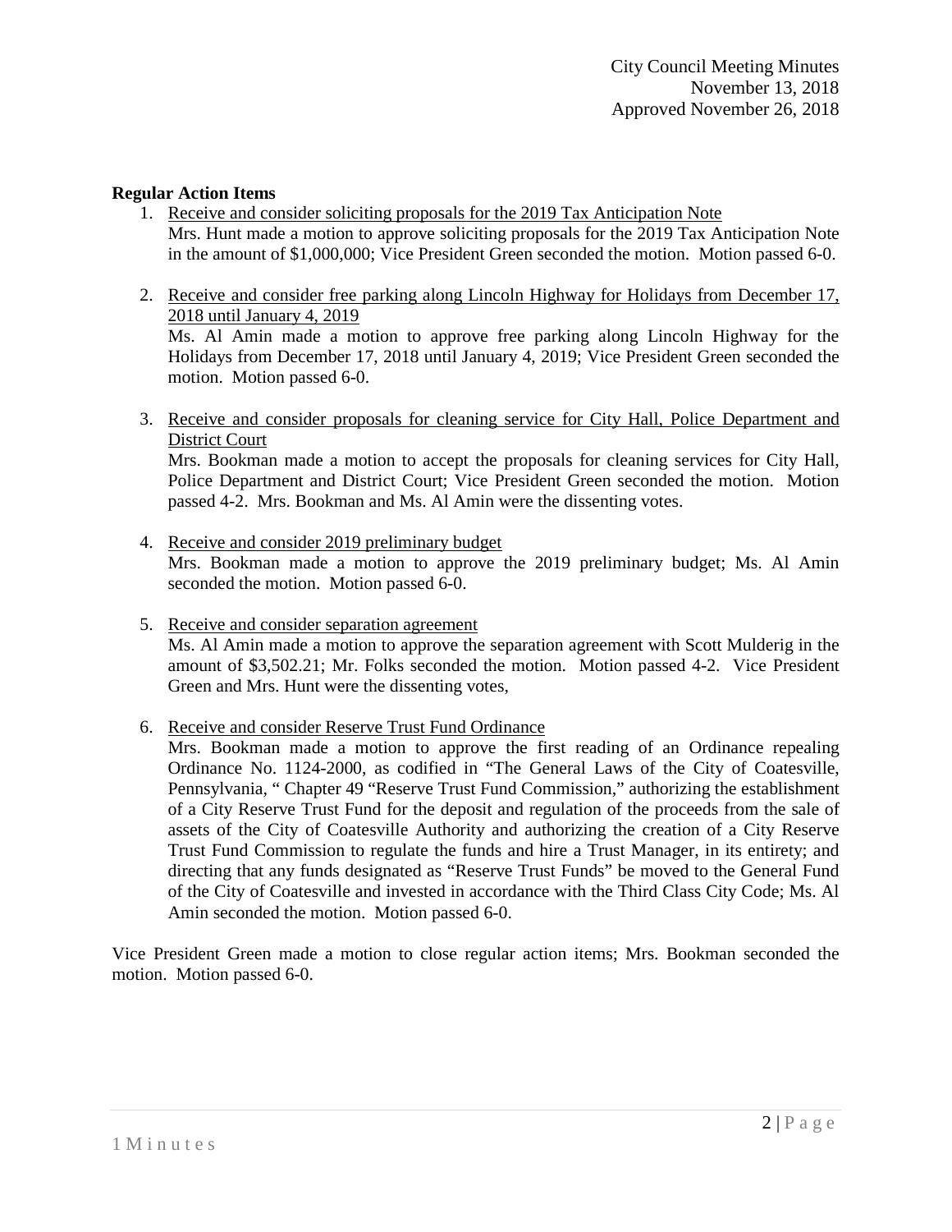**Regular Action Items**

1. Receive and consider soliciting proposals for the 2019 Tax Anticipation Note
   Mrs. Hunt made a motion to approve soliciting proposals for the 2019 Tax Anticipation Note in the amount of $1,000,000; Vice President Green seconded the motion. Motion passed 6-0.

2. Receive and consider free parking along Lincoln Highway for Holidays from December 17, 2018 until January 4, 2019
   Ms. Al Amin made a motion to approve free parking along Lincoln Highway for the Holidays from December 17, 2018 until January 4, 2019; Vice President Green seconded the motion. Motion passed 6-0.

3. Receive and consider proposals for cleaning service for City Hall, Police Department and District Court
   Mrs. Bookman made a motion to accept the proposals for cleaning services for City Hall, Police Department and District Court; Vice President Green seconded the motion. Motion passed 4-2. Mrs. Bookman and Ms. Al Amin were the dissenting votes.

4. Receive and consider 2019 preliminary budget
   Mrs. Bookman made a motion to approve the 2019 preliminary budget; Ms. Al Amin seconded the motion. Motion passed 6-0.

5. Receive and consider separation agreement
   Ms. Al Amin made a motion to approve the separation agreement with Scott Mulderig in the amount of $3,502.21; Mr. Folks seconded the motion. Motion passed 4-2. Vice President Green and Mrs. Hunt were the dissenting votes,

6. Receive and consider Reserve Trust Fund Ordinance
   Mrs. Bookman made a motion to approve the first reading of an Ordinance repealing Ordinance No. 1124-2000, as codified in "The General Laws of the City of Coatesville, Pennsylvania, " Chapter 49 "Reserve Trust Fund Commission," authorizing the establishment of a City Reserve Trust Fund for the deposit and regulation of the proceeds from the sale of assets of the City of Coatesville Authority and authorizing the creation of a City Reserve Trust Fund Commission to regulate the funds and hire a Trust Manager, in its entirety; and directing that any funds designated as "Reserve Trust Funds" be moved to the General Fund of the City of Coatesville and invested in accordance with the Third Class City Code; Ms. Al Amin seconded the motion. Motion passed 6-0.

Vice President Green made a motion to close regular action items; Mrs. Bookman seconded the motion. Motion passed 6-0.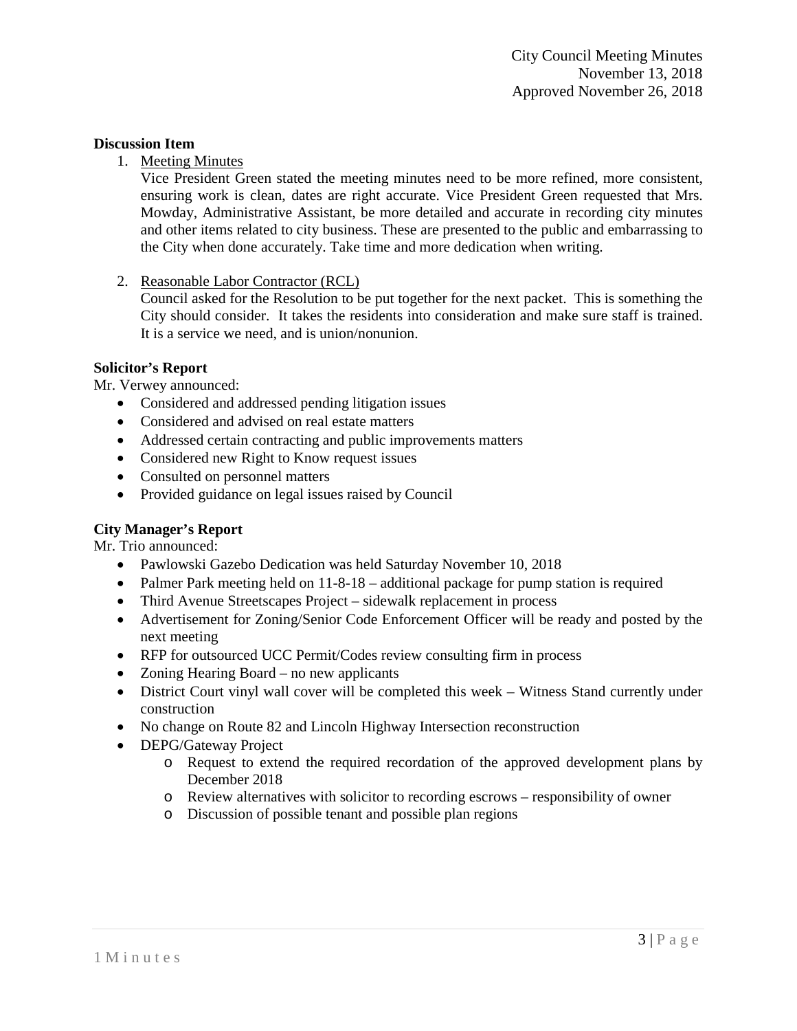**Discussion Item**

1. <u>Meeting Minutes</u>
   Vice President Green stated the meeting minutes need to be more refined, more consistent, ensuring work is clean, dates are right accurate. Vice President Green requested that Mrs. Mowday, Administrative Assistant, be more detailed and accurate in recording city minutes and other items related to city business. These are presented to the public and embarrassing to the City when done accurately. Take time and more dedication when writing.

2. <u>Reasonable Labor Contractor (RCL)</u>
   Council asked for the Resolution to be put together for the next packet. This is something the City should consider. It takes the residents into consideration and make sure staff is trained. It is a service we need, and is union/nonunion.

**Solicitor's Report**

Mr. Verwey announced:

- Considered and addressed pending litigation issues
- Considered and advised on real estate matters
- Addressed certain contracting and public improvements matters
- Considered new Right to Know request issues
- Consulted on personnel matters
- Provided guidance on legal issues raised by Council

**City Manager's Report**

Mr. Trio announced:

- Pawlowski Gazebo Dedication was held Saturday November 10, 2018
- Palmer Park meeting held on 11-8-18 – additional package for pump station is required
- Third Avenue Streetscapes Project – sidewalk replacement in process
- Advertisement for Zoning/Senior Code Enforcement Officer will be ready and posted by the next meeting
- RFP for outsourced UCC Permit/Codes review consulting firm in process
- Zoning Hearing Board – no new applicants
- District Court vinyl wall cover will be completed this week – Witness Stand currently under construction
- No change on Route 82 and Lincoln Highway Intersection reconstruction
- DEPG/Gateway Project
  - Request to extend the required recordation of the approved development plans by December 2018
  - Review alternatives with solicitor to recording escrows – responsibility of owner
  - Discussion of possible tenant and possible plan regions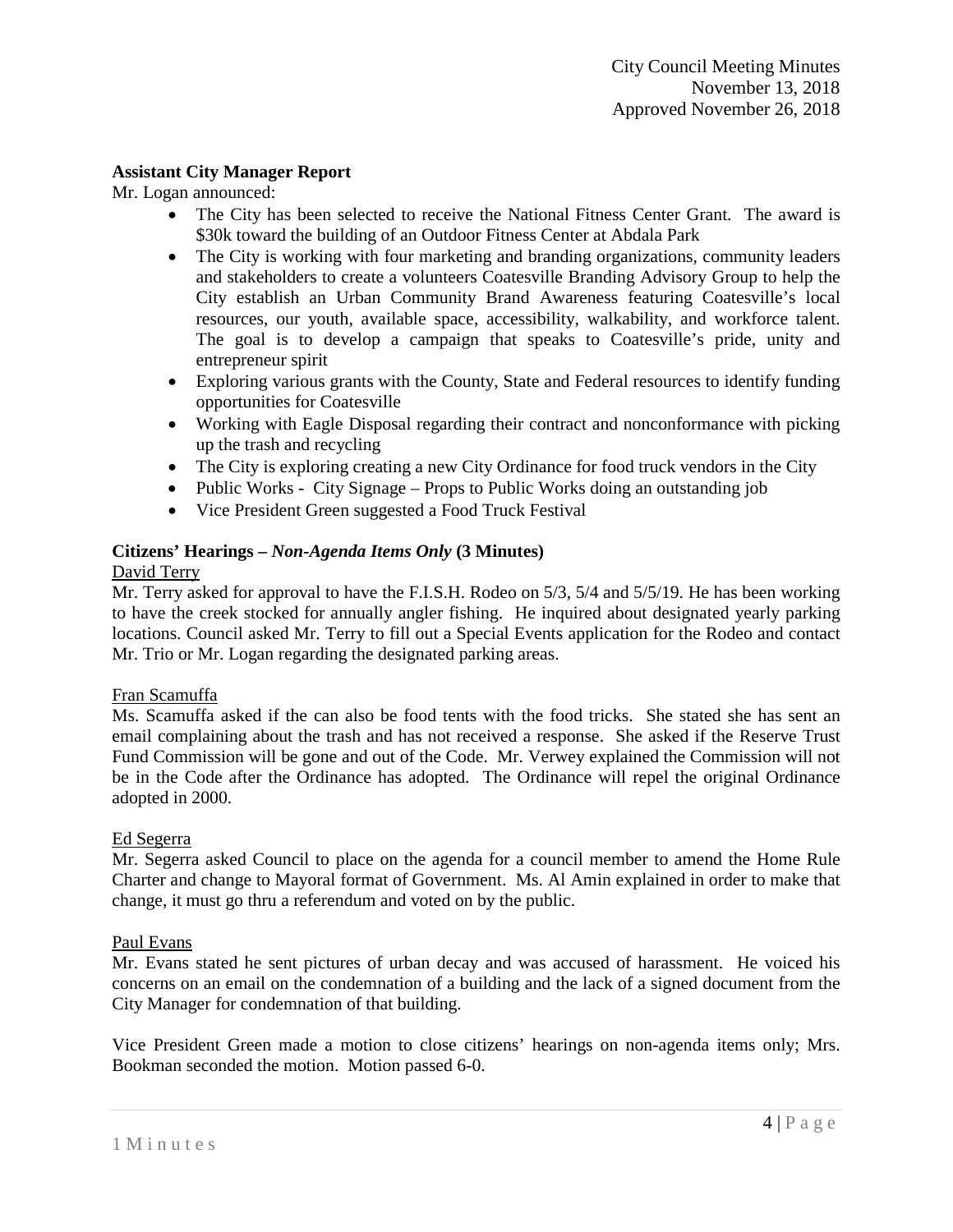**Assistant City Manager Report**

Mr. Logan announced:

- The City has been selected to receive the National Fitness Center Grant. The award is $30k toward the building of an Outdoor Fitness Center at Abdala Park
- The City is working with four marketing and branding organizations, community leaders and stakeholders to create a volunteers Coatesville Branding Advisory Group to help the City establish an Urban Community Brand Awareness featuring Coatesville's local resources, our youth, available space, accessibility, walkability, and workforce talent. The goal is to develop a campaign that speaks to Coatesville's pride, unity and entrepreneur spirit
- Exploring various grants with the County, State and Federal resources to identify funding opportunities for Coatesville
- Working with Eagle Disposal regarding their contract and nonconformance with picking up the trash and recycling
- The City is exploring creating a new City Ordinance for food truck vendors in the City
- Public Works - City Signage – Props to Public Works doing an outstanding job
- Vice President Green suggested a Food Truck Festival

**Citizens' Hearings – *Non-Agenda Items Only* (3 Minutes)**

David Terry

Mr. Terry asked for approval to have the F.I.S.H. Rodeo on 5/3, 5/4 and 5/5/19. He has been working to have the creek stocked for annually angler fishing. He inquired about designated yearly parking locations. Council asked Mr. Terry to fill out a Special Events application for the Rodeo and contact Mr. Trio or Mr. Logan regarding the designated parking areas.

Fran Scamuffa

Ms. Scamuffa asked if the can also be food tents with the food tricks. She stated she has sent an email complaining about the trash and has not received a response. She asked if the Reserve Trust Fund Commission will be gone and out of the Code. Mr. Verwey explained the Commission will not be in the Code after the Ordinance has adopted. The Ordinance will repel the original Ordinance adopted in 2000.

Ed Segerra

Mr. Segerra asked Council to place on the agenda for a council member to amend the Home Rule Charter and change to Mayoral format of Government. Ms. Al Amin explained in order to make that change, it must go thru a referendum and voted on by the public.

Paul Evans

Mr. Evans stated he sent pictures of urban decay and was accused of harassment. He voiced his concerns on an email on the condemnation of a building and the lack of a signed document from the City Manager for condemnation of that building.

Vice President Green made a motion to close citizens' hearings on non-agenda items only; Mrs. Bookman seconded the motion. Motion passed 6-0.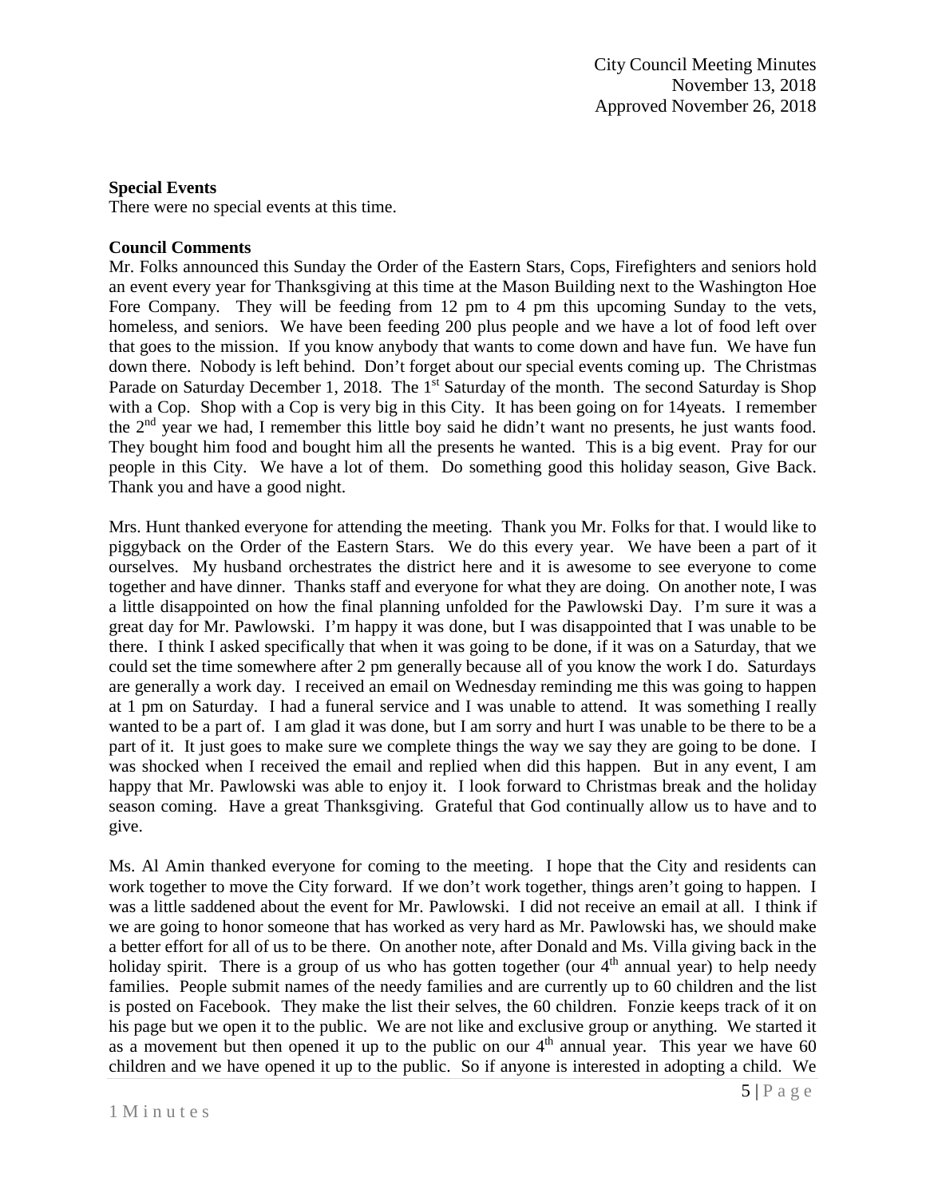**Special Events**

There were no special events at this time.

**Council Comments**

Mr. Folks announced this Sunday the Order of the Eastern Stars, Cops, Firefighters and seniors hold an event every year for Thanksgiving at this time at the Mason Building next to the Washington Hoe Fore Company. They will be feeding from 12 pm to 4 pm this upcoming Sunday to the vets, homeless, and seniors. We have been feeding 200 plus people and we have a lot of food left over that goes to the mission. If you know anybody that wants to come down and have fun. We have fun down there. Nobody is left behind. Don't forget about our special events coming up. The Christmas Parade on Saturday December 1, 2018. The 1st Saturday of the month. The second Saturday is Shop with a Cop. Shop with a Cop is very big in this City. It has been going on for 14yeats. I remember the 2nd year we had, I remember this little boy said he didn't want no presents, he just wants food. They bought him food and bought him all the presents he wanted. This is a big event. Pray for our people in this City. We have a lot of them. Do something good this holiday season, Give Back. Thank you and have a good night.

Mrs. Hunt thanked everyone for attending the meeting. Thank you Mr. Folks for that. I would like to piggyback on the Order of the Eastern Stars. We do this every year. We have been a part of it ourselves. My husband orchestrates the district here and it is awesome to see everyone to come together and have dinner. Thanks staff and everyone for what they are doing. On another note, I was a little disappointed on how the final planning unfolded for the Pawlowski Day. I'm sure it was a great day for Mr. Pawlowski. I'm happy it was done, but I was disappointed that I was unable to be there. I think I asked specifically that when it was going to be done, if it was on a Saturday, that we could set the time somewhere after 2 pm generally because all of you know the work I do. Saturdays are generally a work day. I received an email on Wednesday reminding me this was going to happen at 1 pm on Saturday. I had a funeral service and I was unable to attend. It was something I really wanted to be a part of. I am glad it was done, but I am sorry and hurt I was unable to be there to be a part of it. It just goes to make sure we complete things the way we say they are going to be done. I was shocked when I received the email and replied when did this happen. But in any event, I am happy that Mr. Pawlowski was able to enjoy it. I look forward to Christmas break and the holiday season coming. Have a great Thanksgiving. Grateful that God continually allow us to have and to give.

Ms. Al Amin thanked everyone for coming to the meeting. I hope that the City and residents can work together to move the City forward. If we don't work together, things aren't going to happen. I was a little saddened about the event for Mr. Pawlowski. I did not receive an email at all. I think if we are going to honor someone that has worked as very hard as Mr. Pawlowski has, we should make a better effort for all of us to be there. On another note, after Donald and Ms. Villa giving back in the holiday spirit. There is a group of us who has gotten together (our 4th annual year) to help needy families. People submit names of the needy families and are currently up to 60 children and the list is posted on Facebook. They make the list their selves, the 60 children. Fonzie keeps track of it on his page but we open it to the public. We are not like and exclusive group or anything. We started it as a movement but then opened it up to the public on our 4th annual year. This year we have 60 children and we have opened it up to the public. So if anyone is interested in adopting a child. We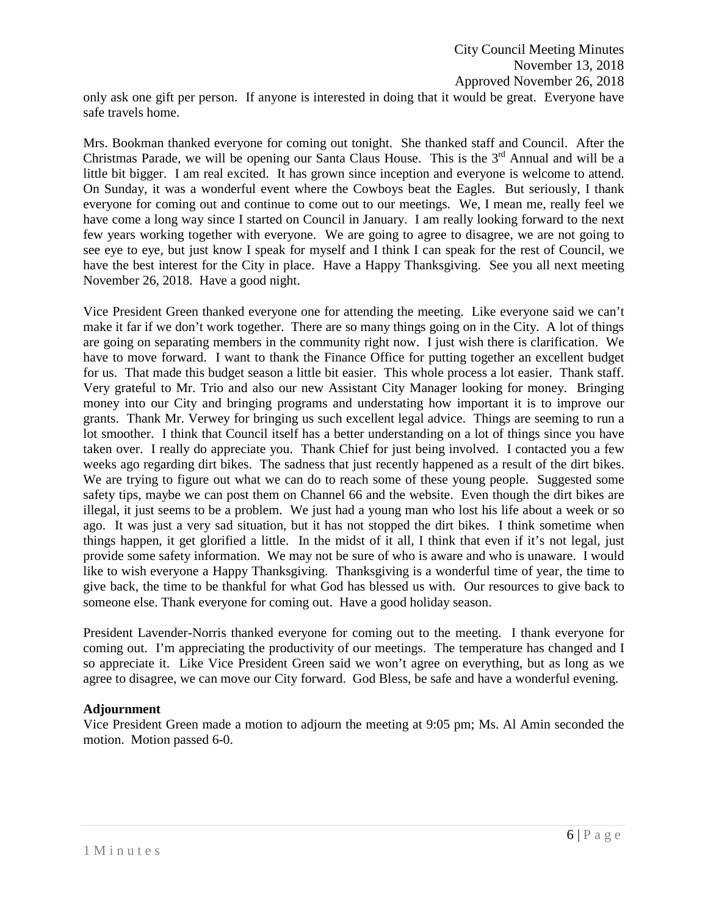only ask one gift per person. If anyone is interested in doing that it would be great. Everyone have safe travels home.

Mrs. Bookman thanked everyone for coming out tonight. She thanked staff and Council. After the Christmas Parade, we will be opening our Santa Claus House. This is the 3rd Annual and will be a little bit bigger. I am real excited. It has grown since inception and everyone is welcome to attend. On Sunday, it was a wonderful event where the Cowboys beat the Eagles. But seriously, I thank everyone for coming out and continue to come out to our meetings. We, I mean me, really feel we have come a long way since I started on Council in January. I am really looking forward to the next few years working together with everyone. We are going to agree to disagree, we are not going to see eye to eye, but just know I speak for myself and I think I can speak for the rest of Council, we have the best interest for the City in place. Have a Happy Thanksgiving. See you all next meeting November 26, 2018. Have a good night.

Vice President Green thanked everyone one for attending the meeting. Like everyone said we can't make it far if we don't work together. There are so many things going on in the City. A lot of things are going on separating members in the community right now. I just wish there is clarification. We have to move forward. I want to thank the Finance Office for putting together an excellent budget for us. That made this budget season a little bit easier. This whole process a lot easier. Thank staff. Very grateful to Mr. Trio and also our new Assistant City Manager looking for money. Bringing money into our City and bringing programs and understating how important it is to improve our grants. Thank Mr. Verwey for bringing us such excellent legal advice. Things are seeming to run a lot smoother. I think that Council itself has a better understanding on a lot of things since you have taken over. I really do appreciate you. Thank Chief for just being involved. I contacted you a few weeks ago regarding dirt bikes. The sadness that just recently happened as a result of the dirt bikes. We are trying to figure out what we can do to reach some of these young people. Suggested some safety tips, maybe we can post them on Channel 66 and the website. Even though the dirt bikes are illegal, it just seems to be a problem. We just had a young man who lost his life about a week or so ago. It was just a very sad situation, but it has not stopped the dirt bikes. I think sometime when things happen, it get glorified a little. In the midst of it all, I think that even if it's not legal, just provide some safety information. We may not be sure of who is aware and who is unaware. I would like to wish everyone a Happy Thanksgiving. Thanksgiving is a wonderful time of year, the time to give back, the time to be thankful for what God has blessed us with. Our resources to give back to someone else. Thank everyone for coming out. Have a good holiday season.

President Lavender-Norris thanked everyone for coming out to the meeting. I thank everyone for coming out. I'm appreciating the productivity of our meetings. The temperature has changed and I so appreciate it. Like Vice President Green said we won't agree on everything, but as long as we agree to disagree, we can move our City forward. God Bless, be safe and have a wonderful evening.

**Adjournment**

Vice President Green made a motion to adjourn the meeting at 9:05 pm; Ms. Al Amin seconded the motion. Motion passed 6-0.